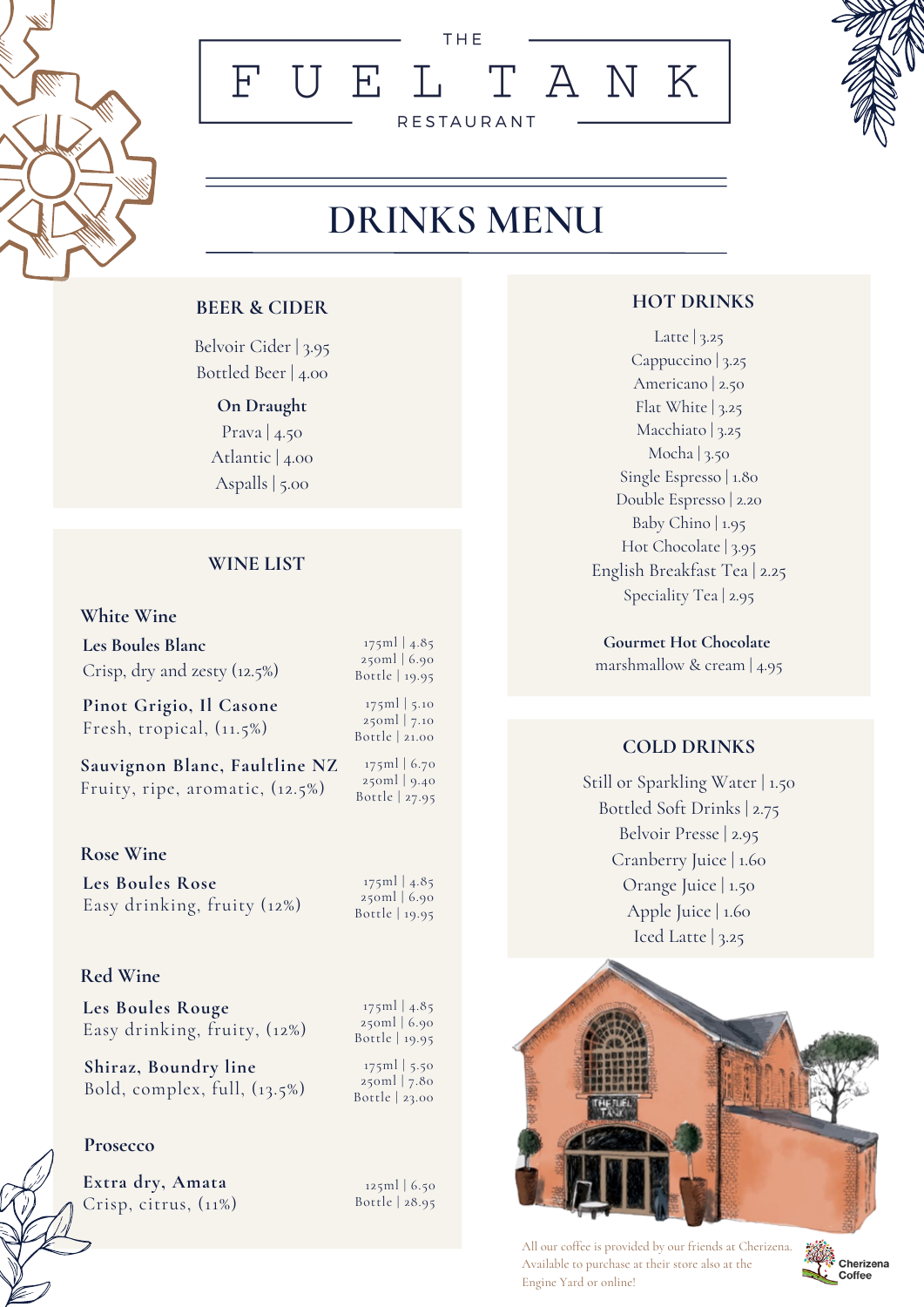THE

# FUEL TANK

RESTAURANT

# DRINKS MENU

## BEER & CIDER

Belvoir Cider | 3.95
Bottled Beer | 4.00

**On Draught**

Prava | 4.50
Atlantic | 4.00
Aspalls | 5.00

## WINE LIST

### White Wine

**Les Boules Blanc**
Crisp, dry and zesty (12.5%)
175ml | 4.85
250ml | 6.90
Bottle | 19.95

**Pinot Grigio, Il Casone**
Fresh, tropical, (11.5%)
175ml | 5.10
250ml | 7.10
Bottle | 21.00

**Sauvignon Blanc, Faultline NZ**
Fruity, ripe, aromatic, (12.5%)
175ml | 6.70
250ml | 9.40
Bottle | 27.95

### Rose Wine

**Les Boules Rose**
Easy drinking, fruity (12%)
175ml | 4.85
250ml | 6.90
Bottle | 19.95

### Red Wine

**Les Boules Rouge**
Easy drinking, fruity, (12%)
175ml | 4.85
250ml | 6.90
Bottle | 19.95

**Shiraz, Boundry line**
Bold, complex, full, (13.5%)
175ml | 5.50
250ml | 7.80
Bottle | 23.00

### Prosecco

**Extra dry, Amata**
Crisp, citrus, (11%)
125ml | 6.50
Bottle | 28.95

## HOT DRINKS

Latte | 3.25
Cappuccino | 3.25
Americano | 2.50
Flat White | 3.25
Macchiato | 3.25
Mocha | 3.50
Single Espresso | 1.80
Double Espresso | 2.20
Baby Chino | 1.95
Hot Chocolate | 3.95
English Breakfast Tea | 2.25
Speciality Tea | 2.95

**Gourmet Hot Chocolate**
marshmallow & cream | 4.95

## COLD DRINKS

Still or Sparkling Water | 1.50
Bottled Soft Drinks | 2.75
Belvoir Presse | 2.95
Cranberry Juice | 1.60
Orange Juice | 1.50
Apple Juice | 1.60
Iced Latte | 3.25

All our coffee is provided by our friends at Cherizena. Available to purchase at their store also at the Engine Yard or online!

Cherizena Coffee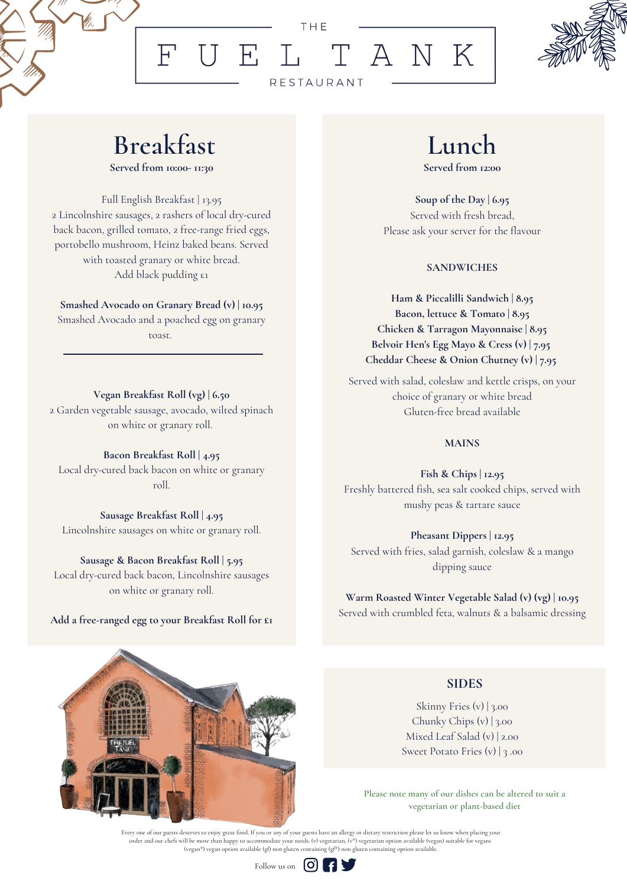# THE FUEL TANK RESTAURANT

## Breakfast

**Served from 10:00- 11:30**

Full English Breakfast | 13.95
2 Lincolnshire sausages, 2 rashers of local dry-cured back bacon, grilled tomato, 2 free-range fried eggs, portobello mushroom, Heinz baked beans. Served with toasted granary or white bread.
Add black pudding £1

**Smashed Avocado on Granary Bread (v) | 10.95**
Smashed Avocado and a poached egg on granary toast.

---

**Vegan Breakfast Roll (vg) | 6.50**
2 Garden vegetable sausage, avocado, wilted spinach on white or granary roll.

**Bacon Breakfast Roll | 4.95**
Local dry-cured back bacon on white or granary roll.

**Sausage Breakfast Roll | 4.95**
Lincolnshire sausages on white or granary roll.

**Sausage & Bacon Breakfast Roll | 5.95**
Local dry-cured back bacon, Lincolnshire sausages on white or granary roll.

**Add a free-ranged egg to your Breakfast Roll for £1**

## Lunch

**Served from 12:00**

**Soup of the Day | 6.95**
Served with fresh bread,
Please ask your server for the flavour

### SANDWICHES

**Ham & Piccalilli Sandwich | 8.95**
**Bacon, lettuce & Tomato | 8.95**
**Chicken & Tarragon Mayonnaise | 8.95**
**Belvoir Hen's Egg Mayo & Cress (v) | 7.95**
**Cheddar Cheese & Onion Chutney (v) | 7.95**

Served with salad, coleslaw and kettle crisps, on your choice of granary or white bread
Gluten-free bread available

### MAINS

**Fish & Chips | 12.95**
Freshly battered fish, sea salt cooked chips, served with mushy peas & tartare sauce

**Pheasant Dippers | 12.95**
Served with fries, salad garnish, coleslaw & a mango dipping sauce

**Warm Roasted Winter Vegetable Salad (v) (vg) | 10.95**
Served with crumbled feta, walnuts & a balsamic dressing

### SIDES

Skinny Fries (v) | 3.00
Chunky Chips (v) | 3.00
Mixed Leaf Salad (v) | 2.00
Sweet Potato Fries (v) | 3 .00

Please note many of our dishes can be altered to suit a vegetarian or plant-based diet

Every one of our guests deserves to enjoy great food. If you or any of your guests have an allergy or dietary restriction please let us know when placing your order and our chefs will be more than happy to accommodate your needs. (v) vegetarian, (v*) vegetarian option available (vegan) suitable for vegans (vegan*) vegan option available (gf) non gluten containing (gf*) non gluten containing option available.

Follow us on